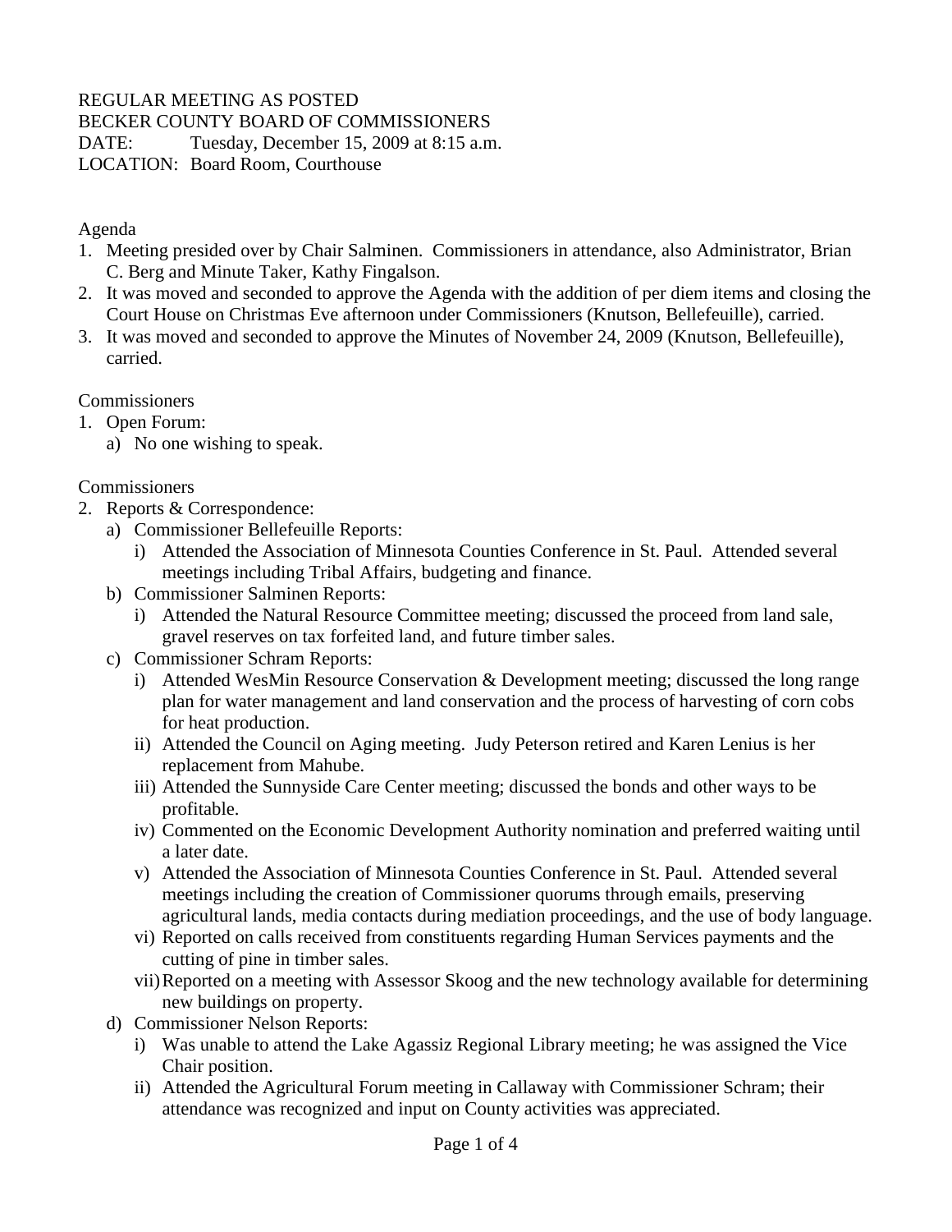REGULAR MEETING AS POSTED
BECKER COUNTY BOARD OF COMMISSIONERS
DATE: Tuesday, December 15, 2009 at 8:15 a.m.
LOCATION: Board Room, Courthouse

Agenda

1. Meeting presided over by Chair Salminen. Commissioners in attendance, also Administrator, Brian C. Berg and Minute Taker, Kathy Fingalson.
2. It was moved and seconded to approve the Agenda with the addition of per diem items and closing the Court House on Christmas Eve afternoon under Commissioners (Knutson, Bellefeuille), carried.
3. It was moved and seconded to approve the Minutes of November 24, 2009 (Knutson, Bellefeuille), carried.

Commissioners

1. Open Forum:
   a) No one wishing to speak.

Commissioners

2. Reports & Correspondence:
   a) Commissioner Bellefeuille Reports:
      i) Attended the Association of Minnesota Counties Conference in St. Paul. Attended several meetings including Tribal Affairs, budgeting and finance.
   b) Commissioner Salminen Reports:
      i) Attended the Natural Resource Committee meeting; discussed the proceed from land sale, gravel reserves on tax forfeited land, and future timber sales.
   c) Commissioner Schram Reports:
      i) Attended WesMin Resource Conservation & Development meeting; discussed the long range plan for water management and land conservation and the process of harvesting of corn cobs for heat production.
      ii) Attended the Council on Aging meeting. Judy Peterson retired and Karen Lenius is her replacement from Mahube.
      iii) Attended the Sunnyside Care Center meeting; discussed the bonds and other ways to be profitable.
      iv) Commented on the Economic Development Authority nomination and preferred waiting until a later date.
      v) Attended the Association of Minnesota Counties Conference in St. Paul. Attended several meetings including the creation of Commissioner quorums through emails, preserving agricultural lands, media contacts during mediation proceedings, and the use of body language.
      vi) Reported on calls received from constituents regarding Human Services payments and the cutting of pine in timber sales.
      vii) Reported on a meeting with Assessor Skoog and the new technology available for determining new buildings on property.
   d) Commissioner Nelson Reports:
      i) Was unable to attend the Lake Agassiz Regional Library meeting; he was assigned the Vice Chair position.
      ii) Attended the Agricultural Forum meeting in Callaway with Commissioner Schram; their attendance was recognized and input on County activities was appreciated.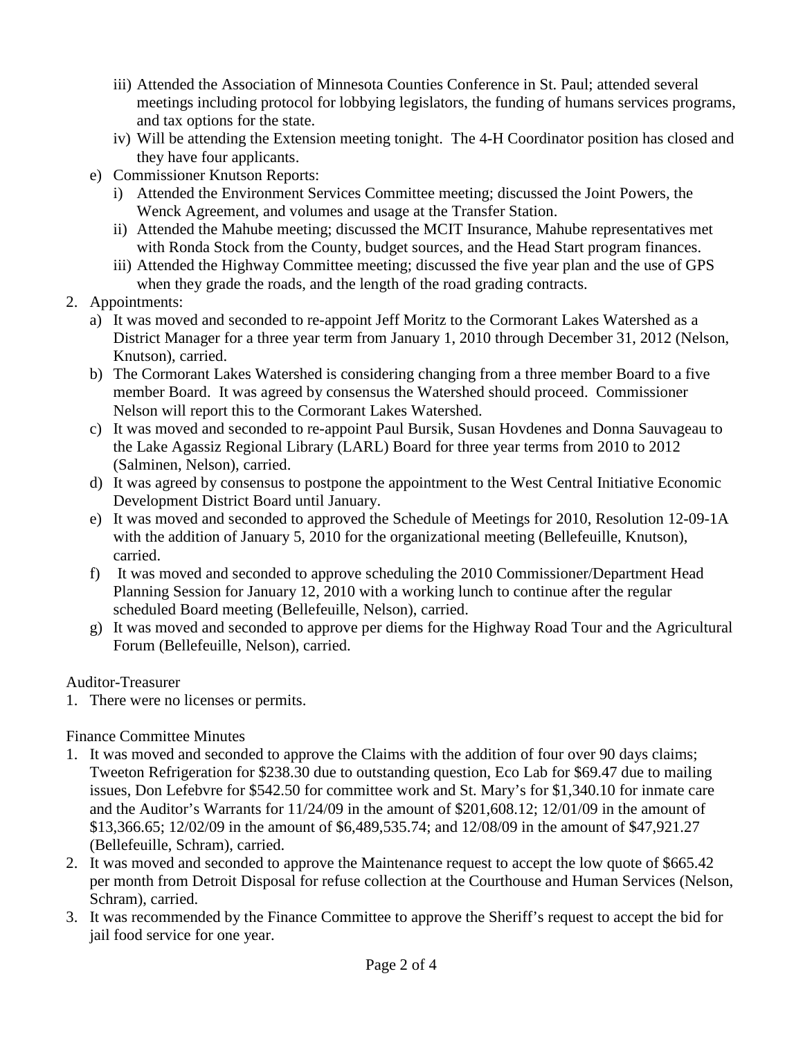iii) Attended the Association of Minnesota Counties Conference in St. Paul; attended several meetings including protocol for lobbying legislators, the funding of humans services programs, and tax options for the state.

iv) Will be attending the Extension meeting tonight. The 4-H Coordinator position has closed and they have four applicants.

e) Commissioner Knutson Reports:

i) Attended the Environment Services Committee meeting; discussed the Joint Powers, the Wenck Agreement, and volumes and usage at the Transfer Station.

ii) Attended the Mahube meeting; discussed the MCIT Insurance, Mahube representatives met with Ronda Stock from the County, budget sources, and the Head Start program finances.

iii) Attended the Highway Committee meeting; discussed the five year plan and the use of GPS when they grade the roads, and the length of the road grading contracts.

2. Appointments:

a) It was moved and seconded to re-appoint Jeff Moritz to the Cormorant Lakes Watershed as a District Manager for a three year term from January 1, 2010 through December 31, 2012 (Nelson, Knutson), carried.

b) The Cormorant Lakes Watershed is considering changing from a three member Board to a five member Board. It was agreed by consensus the Watershed should proceed. Commissioner Nelson will report this to the Cormorant Lakes Watershed.

c) It was moved and seconded to re-appoint Paul Bursik, Susan Hovdenes and Donna Sauvageau to the Lake Agassiz Regional Library (LARL) Board for three year terms from 2010 to 2012 (Salminen, Nelson), carried.

d) It was agreed by consensus to postpone the appointment to the West Central Initiative Economic Development District Board until January.

e) It was moved and seconded to approved the Schedule of Meetings for 2010, Resolution 12-09-1A with the addition of January 5, 2010 for the organizational meeting (Bellefeuille, Knutson), carried.

f) It was moved and seconded to approve scheduling the 2010 Commissioner/Department Head Planning Session for January 12, 2010 with a working lunch to continue after the regular scheduled Board meeting (Bellefeuille, Nelson), carried.

g) It was moved and seconded to approve per diems for the Highway Road Tour and the Agricultural Forum (Bellefeuille, Nelson), carried.

Auditor-Treasurer

1. There were no licenses or permits.

Finance Committee Minutes

1. It was moved and seconded to approve the Claims with the addition of four over 90 days claims; Tweeton Refrigeration for $238.30 due to outstanding question, Eco Lab for $69.47 due to mailing issues, Don Lefebvre for $542.50 for committee work and St. Mary's for $1,340.10 for inmate care and the Auditor's Warrants for 11/24/09 in the amount of $201,608.12; 12/01/09 in the amount of $13,366.65; 12/02/09 in the amount of $6,489,535.74; and 12/08/09 in the amount of $47,921.27 (Bellefeuille, Schram), carried.
2. It was moved and seconded to approve the Maintenance request to accept the low quote of $665.42 per month from Detroit Disposal for refuse collection at the Courthouse and Human Services (Nelson, Schram), carried.
3. It was recommended by the Finance Committee to approve the Sheriff's request to accept the bid for jail food service for one year.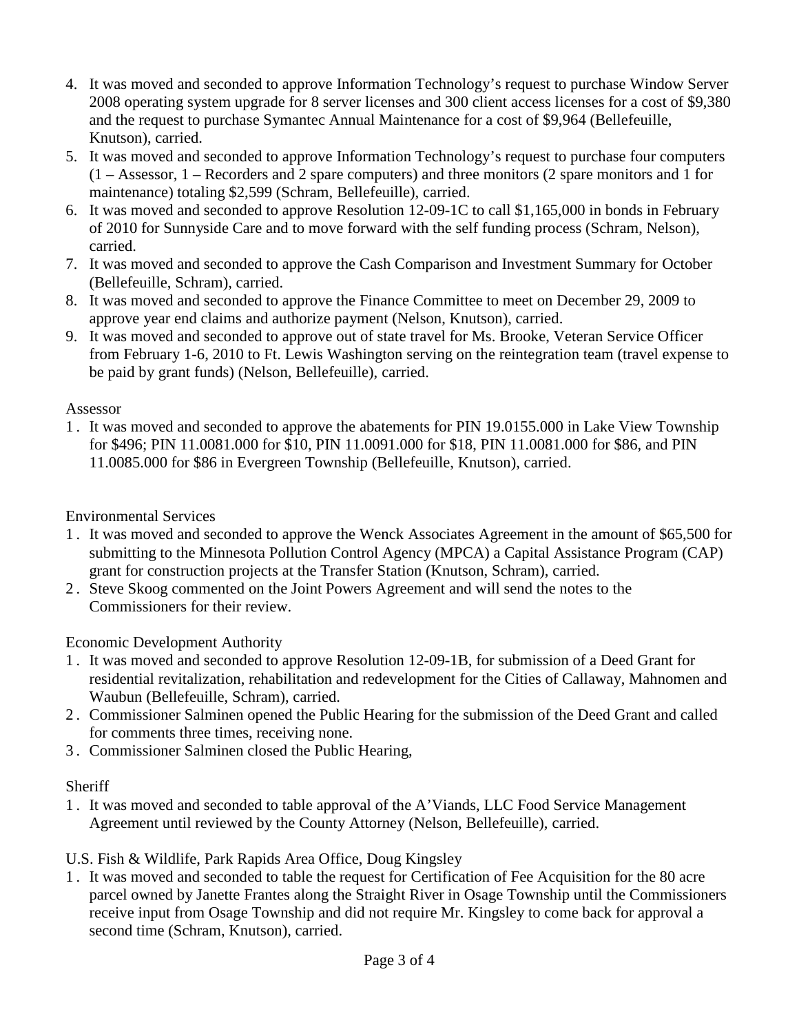4. It was moved and seconded to approve Information Technology's request to purchase Window Server 2008 operating system upgrade for 8 server licenses and 300 client access licenses for a cost of $9,380 and the request to purchase Symantec Annual Maintenance for a cost of $9,964 (Bellefeuille, Knutson), carried.
5. It was moved and seconded to approve Information Technology's request to purchase four computers (1 – Assessor, 1 – Recorders and 2 spare computers) and three monitors (2 spare monitors and 1 for maintenance) totaling $2,599 (Schram, Bellefeuille), carried.
6. It was moved and seconded to approve Resolution 12-09-1C to call $1,165,000 in bonds in February of 2010 for Sunnyside Care and to move forward with the self funding process (Schram, Nelson), carried.
7. It was moved and seconded to approve the Cash Comparison and Investment Summary for October (Bellefeuille, Schram), carried.
8. It was moved and seconded to approve the Finance Committee to meet on December 29, 2009 to approve year end claims and authorize payment (Nelson, Knutson), carried.
9. It was moved and seconded to approve out of state travel for Ms. Brooke, Veteran Service Officer from February 1-6, 2010 to Ft. Lewis Washington serving on the reintegration team (travel expense to be paid by grant funds) (Nelson, Bellefeuille), carried.

Assessor

1. It was moved and seconded to approve the abatements for PIN 19.0155.000 in Lake View Township for $496; PIN 11.0081.000 for $10, PIN 11.0091.000 for $18, PIN 11.0081.000 for $86, and PIN 11.0085.000 for $86 in Evergreen Township (Bellefeuille, Knutson), carried.

Environmental Services

1. It was moved and seconded to approve the Wenck Associates Agreement in the amount of $65,500 for submitting to the Minnesota Pollution Control Agency (MPCA) a Capital Assistance Program (CAP) grant for construction projects at the Transfer Station (Knutson, Schram), carried.
2. Steve Skoog commented on the Joint Powers Agreement and will send the notes to the Commissioners for their review.

Economic Development Authority

1. It was moved and seconded to approve Resolution 12-09-1B, for submission of a Deed Grant for residential revitalization, rehabilitation and redevelopment for the Cities of Callaway, Mahnomen and Waubun (Bellefeuille, Schram), carried.
2. Commissioner Salminen opened the Public Hearing for the submission of the Deed Grant and called for comments three times, receiving none.
3. Commissioner Salminen closed the Public Hearing,

Sheriff

1. It was moved and seconded to table approval of the A'Viands, LLC Food Service Management Agreement until reviewed by the County Attorney (Nelson, Bellefeuille), carried.

U.S. Fish & Wildlife, Park Rapids Area Office, Doug Kingsley

1. It was moved and seconded to table the request for Certification of Fee Acquisition for the 80 acre parcel owned by Janette Frantes along the Straight River in Osage Township until the Commissioners receive input from Osage Township and did not require Mr. Kingsley to come back for approval a second time (Schram, Knutson), carried.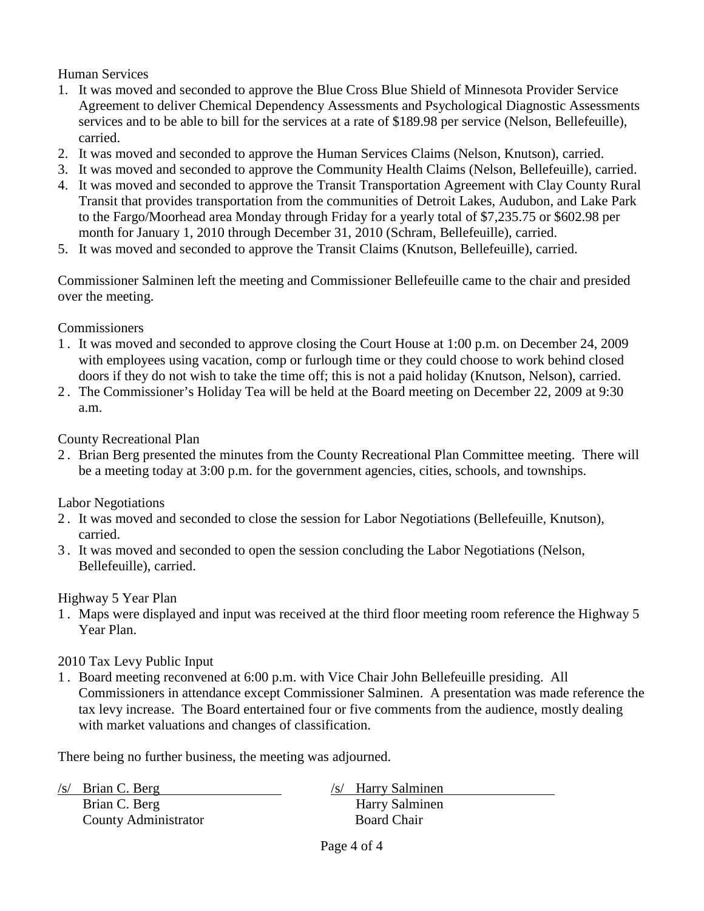Human Services

1. It was moved and seconded to approve the Blue Cross Blue Shield of Minnesota Provider Service Agreement to deliver Chemical Dependency Assessments and Psychological Diagnostic Assessments services and to be able to bill for the services at a rate of $189.98 per service (Nelson, Bellefeuille), carried.
2. It was moved and seconded to approve the Human Services Claims (Nelson, Knutson), carried.
3. It was moved and seconded to approve the Community Health Claims (Nelson, Bellefeuille), carried.
4. It was moved and seconded to approve the Transit Transportation Agreement with Clay County Rural Transit that provides transportation from the communities of Detroit Lakes, Audubon, and Lake Park to the Fargo/Moorhead area Monday through Friday for a yearly total of $7,235.75 or $602.98 per month for January 1, 2010 through December 31, 2010 (Schram, Bellefeuille), carried.
5. It was moved and seconded to approve the Transit Claims (Knutson, Bellefeuille), carried.

Commissioner Salminen left the meeting and Commissioner Bellefeuille came to the chair and presided over the meeting.

Commissioners

1. It was moved and seconded to approve closing the Court House at 1:00 p.m. on December 24, 2009 with employees using vacation, comp or furlough time or they could choose to work behind closed doors if they do not wish to take the time off; this is not a paid holiday (Knutson, Nelson), carried.
2. The Commissioner's Holiday Tea will be held at the Board meeting on December 22, 2009 at 9:30 a.m.

County Recreational Plan

2. Brian Berg presented the minutes from the County Recreational Plan Committee meeting. There will be a meeting today at 3:00 p.m. for the government agencies, cities, schools, and townships.

Labor Negotiations

2. It was moved and seconded to close the session for Labor Negotiations (Bellefeuille, Knutson), carried.
3. It was moved and seconded to open the session concluding the Labor Negotiations (Nelson, Bellefeuille), carried.

Highway 5 Year Plan

1. Maps were displayed and input was received at the third floor meeting room reference the Highway 5 Year Plan.

2010 Tax Levy Public Input

1. Board meeting reconvened at 6:00 p.m. with Vice Chair John Bellefeuille presiding. All Commissioners in attendance except Commissioner Salminen. A presentation was made reference the tax levy increase. The Board entertained four or five comments from the audience, mostly dealing with market valuations and changes of classification.

There being no further business, the meeting was adjourned.

/s/ Brian C. Berg
Brian C. Berg
County Administrator

/s/ Harry Salminen
Harry Salminen
Board Chair